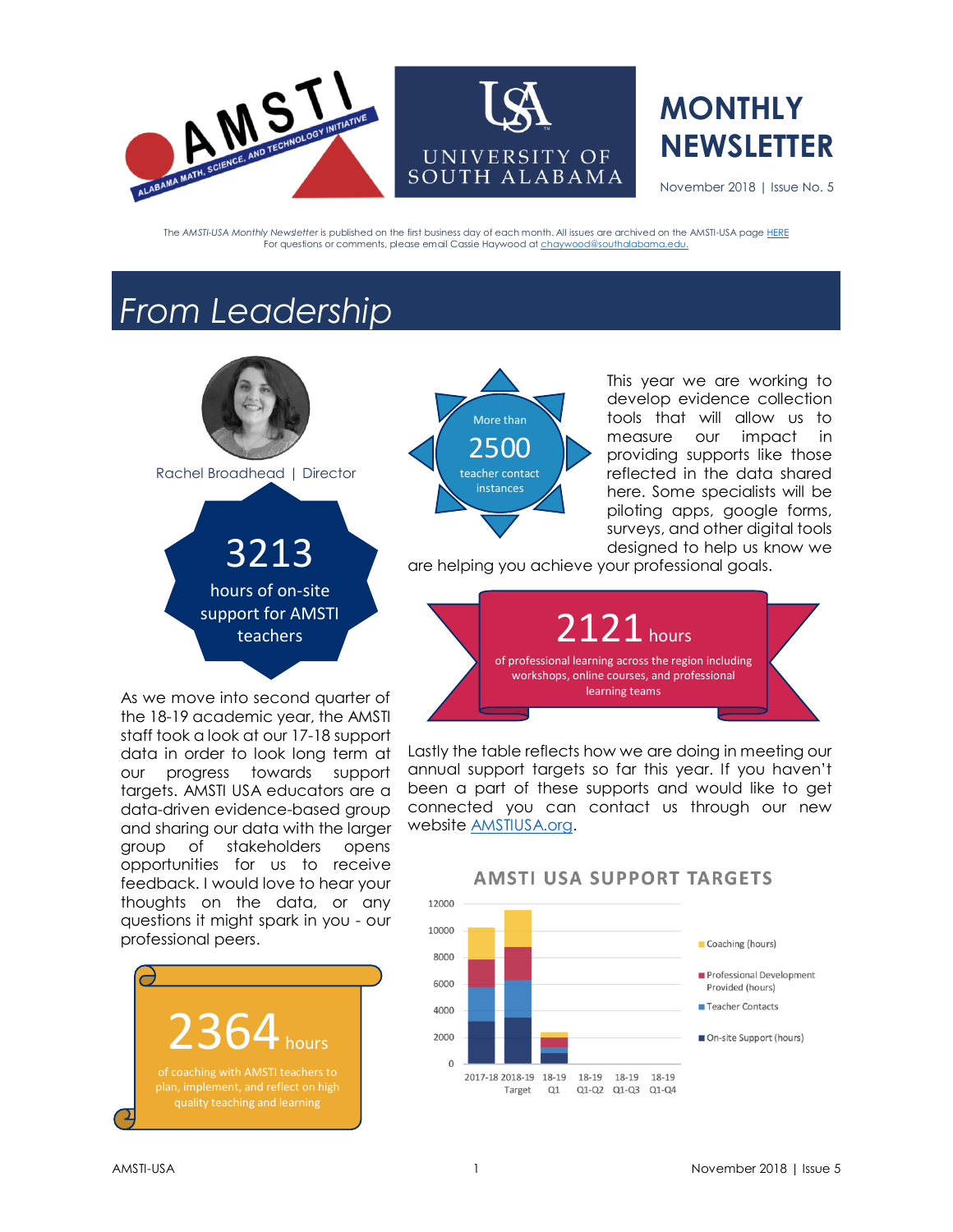# MONTHLY NEWSLETTER

November 2018 | Issue No. 5

The *AMSTI-USA Monthly Newsletter* is published on the first business day of each month. All issues are archived on the AMSTI-USA page HERE
For questions or comments, please email Cassie Haywood at chaywood@southalabama.edu.

## From Leadership

Rachel Broadhead | Director

**3213** hours of on-site support for AMSTI teachers

**More than 2500** teacher contact instances

This year we are working to develop evidence collection tools that will allow us to measure our impact in providing supports like those reflected in the data shared here. Some specialists will be piloting apps, google forms, surveys, and other digital tools designed to help us know we are helping you achieve your professional goals.

**2121 hours** of professional learning across the region including workshops, online courses, and professional learning teams

As we move into second quarter of the 18-19 academic year, the AMSTI staff took a look at our 17-18 support data in order to look long term at our progress towards support targets. AMSTI USA educators are a data-driven evidence-based group and sharing our data with the larger group of stakeholders opens opportunities for us to receive feedback. I would love to hear your thoughts on the data, or any questions it might spark in you - our professional peers.

Lastly the table reflects how we are doing in meeting our annual support targets so far this year. If you haven't been a part of these supports and would like to get connected you can contact us through our new website AMSTIUSA.org.

**2364 hours** of coaching with AMSTI teachers to plan, implement, and reflect on high quality teaching and learning

### AMSTI USA SUPPORT TARGETS

Chart categories: 2017-18, 2018-19 Target, 18-19 Q1, 18-19 Q1-Q2, 18-19 Q1-Q3, 18-19 Q1-Q4

Legend: Coaching (hours); Professional Development Provided (hours); Teacher Contacts; On-site Support (hours)

Y-axis: 0, 2000, 4000, 6000, 8000, 10000, 12000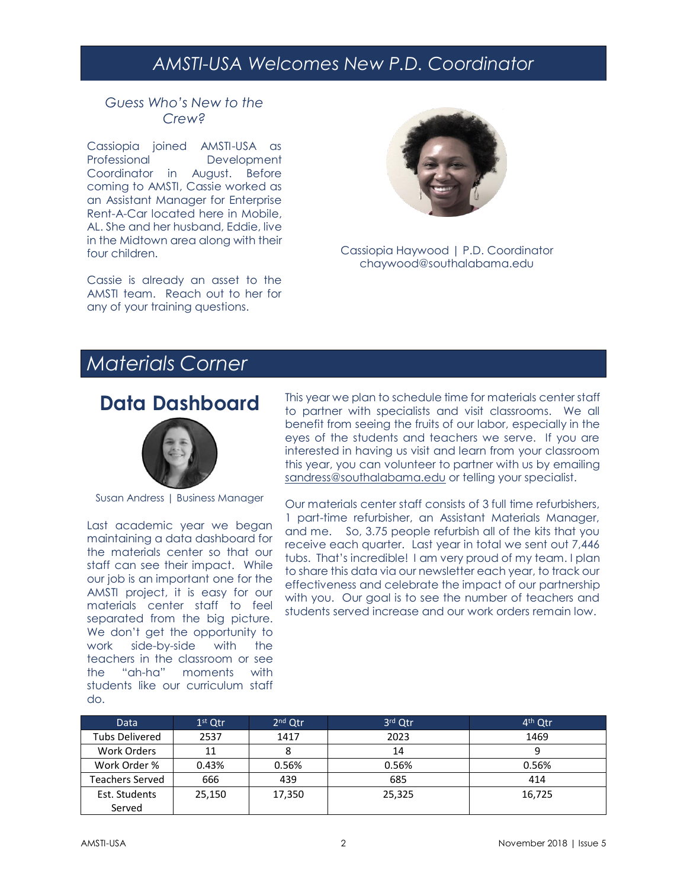# AMSTI-USA Welcomes New P.D. Coordinator

*Guess Who's New to the Crew?*

Cassiopia joined AMSTI-USA as Professional Development Coordinator in August. Before coming to AMSTI, Cassie worked as an Assistant Manager for Enterprise Rent-A-Car located here in Mobile, AL. She and her husband, Eddie, live in the Midtown area along with their four children.

Cassie is already an asset to the AMSTI team. Reach out to her for any of your training questions.

Cassiopia Haywood | P.D. Coordinator
chaywood@southalabama.edu

# *Materials Corner*

## Data Dashboard

Susan Andress | Business Manager

Last academic year we began maintaining a data dashboard for the materials center so that our staff can see their impact. While our job is an important one for the AMSTI project, it is easy for our materials center staff to feel separated from the big picture. We don't get the opportunity to work side-by-side with the teachers in the classroom or see the "ah-ha" moments with students like our curriculum staff do.

This year we plan to schedule time for materials center staff to partner with specialists and visit classrooms. We all benefit from seeing the fruits of our labor, especially in the eyes of the students and teachers we serve. If you are interested in having us visit and learn from your classroom this year, you can volunteer to partner with us by emailing sandress@southalabama.edu or telling your specialist.

Our materials center staff consists of 3 full time refurbishers, 1 part-time refurbisher, an Assistant Materials Manager, and me. So, 3.75 people refurbish all of the kits that you receive each quarter. Last year in total we sent out 7,446 tubs. That's incredible! I am very proud of my team. I plan to share this data via our newsletter each year, to track our effectiveness and celebrate the impact of our partnership with you. Our goal is to see the number of teachers and students served increase and our work orders remain low.

| Data | 1st Qtr | 2nd Qtr | 3rd Qtr | 4th Qtr |
|---|---|---|---|---|
| Tubs Delivered | 2537 | 1417 | 2023 | 1469 |
| Work Orders | 11 | 8 | 14 | 9 |
| Work Order % | 0.43% | 0.56% | 0.56% | 0.56% |
| Teachers Served | 666 | 439 | 685 | 414 |
| Est. Students Served | 25,150 | 17,350 | 25,325 | 16,725 |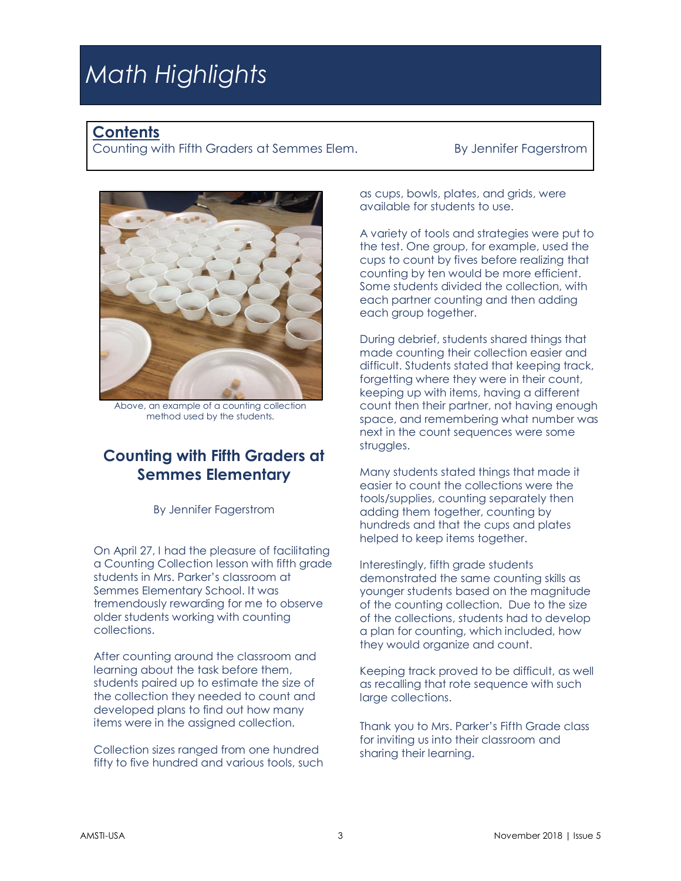# Math Highlights

**Contents**

Counting with Fifth Graders at Semmes Elem. By Jennifer Fagerstrom

Above, an example of a counting collection method used by the students.

## Counting with Fifth Graders at Semmes Elementary

By Jennifer Fagerstrom

On April 27, I had the pleasure of facilitating a Counting Collection lesson with fifth grade students in Mrs. Parker's classroom at Semmes Elementary School. It was tremendously rewarding for me to observe older students working with counting collections.

After counting around the classroom and learning about the task before them, students paired up to estimate the size of the collection they needed to count and developed plans to find out how many items were in the assigned collection.

Collection sizes ranged from one hundred fifty to five hundred and various tools, such as cups, bowls, plates, and grids, were available for students to use.

A variety of tools and strategies were put to the test. One group, for example, used the cups to count by fives before realizing that counting by ten would be more efficient. Some students divided the collection, with each partner counting and then adding each group together.

During debrief, students shared things that made counting their collection easier and difficult. Students stated that keeping track, forgetting where they were in their count, keeping up with items, having a different count then their partner, not having enough space, and remembering what number was next in the count sequences were some struggles.

Many students stated things that made it easier to count the collections were the tools/supplies, counting separately then adding them together, counting by hundreds and that the cups and plates helped to keep items together.

Interestingly, fifth grade students demonstrated the same counting skills as younger students based on the magnitude of the counting collection. Due to the size of the collections, students had to develop a plan for counting, which included, how they would organize and count.

Keeping track proved to be difficult, as well as recalling that rote sequence with such large collections.

Thank you to Mrs. Parker's Fifth Grade class for inviting us into their classroom and sharing their learning.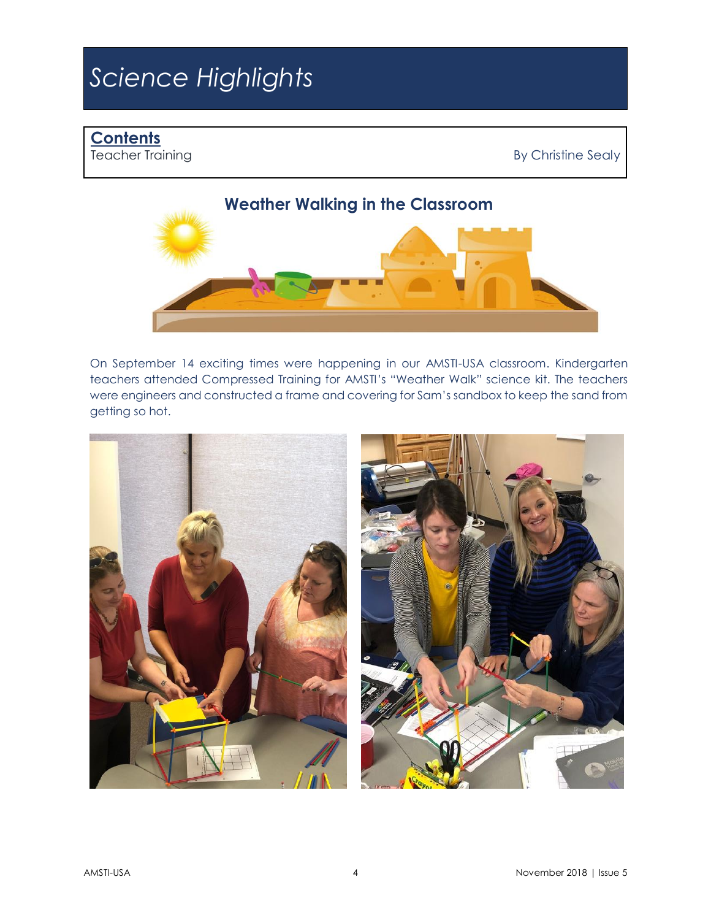# Science Highlights

**Contents**

Teacher Training

By Christine Sealy

## Weather Walking in the Classroom

On September 14 exciting times were happening in our AMSTI-USA classroom. Kindergarten teachers attended Compressed Training for AMSTI's "Weather Walk" science kit. The teachers were engineers and constructed a frame and covering for Sam's sandbox to keep the sand from getting so hot.